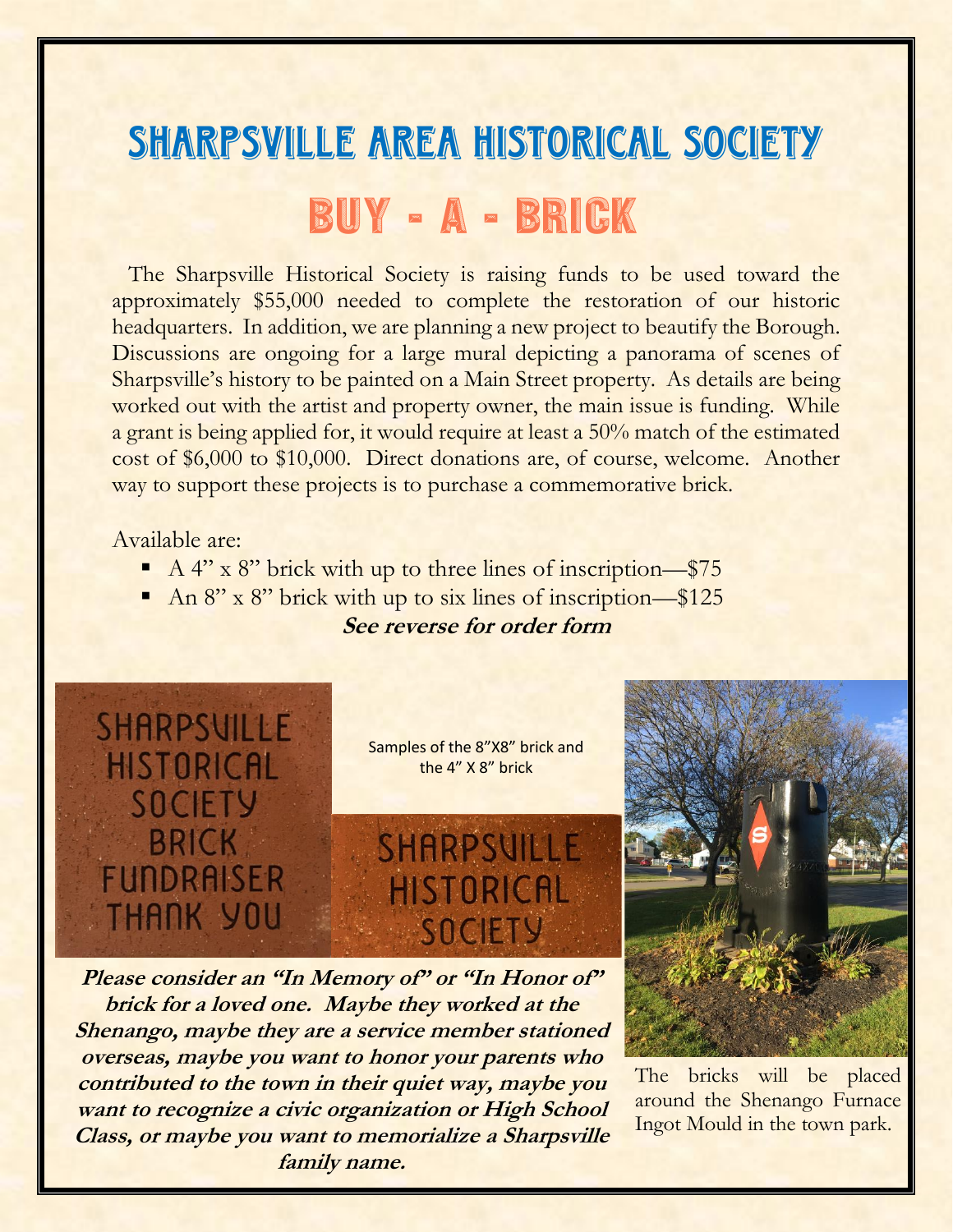# Sharpsville Area Historical Society

## Buy - A - Brick

The Sharpsville Historical Society is raising funds to be used toward the approximately $55,000 needed to complete the restoration of our historic headquarters. In addition, we are planning a new project to beautify the Borough. Discussions are ongoing for a large mural depicting a panorama of scenes of Sharpsville's history to be painted on a Main Street property. As details are being worked out with the artist and property owner, the main issue is funding. While a grant is being applied for, it would require at least a 50% match of the estimated cost of $6,000 to $10,000. Direct donations are, of course, welcome. Another way to support these projects is to purchase a commemorative brick.

Available are:

- A 4" x 8" brick with up to three lines of inscription—$75
- An 8" x 8" brick with up to six lines of inscription—$125

***See reverse for order form***

SHARPSVILLE HISTORICAL SOCIETY BRICK FUNDRAISER THANK YOU

Samples of the 8"X8" brick and the 4" X 8" brick

SHARPSVILLE HISTORICAL SOCIETY

***Please consider an "In Memory of" or "In Honor of" brick for a loved one. Maybe they worked at the Shenango, maybe they are a service member stationed overseas, maybe you want to honor your parents who contributed to the town in their quiet way, maybe you want to recognize a civic organization or High School Class, or maybe you want to memorialize a Sharpsville family name.***

The bricks will be placed around the Shenango Furnace Ingot Mould in the town park.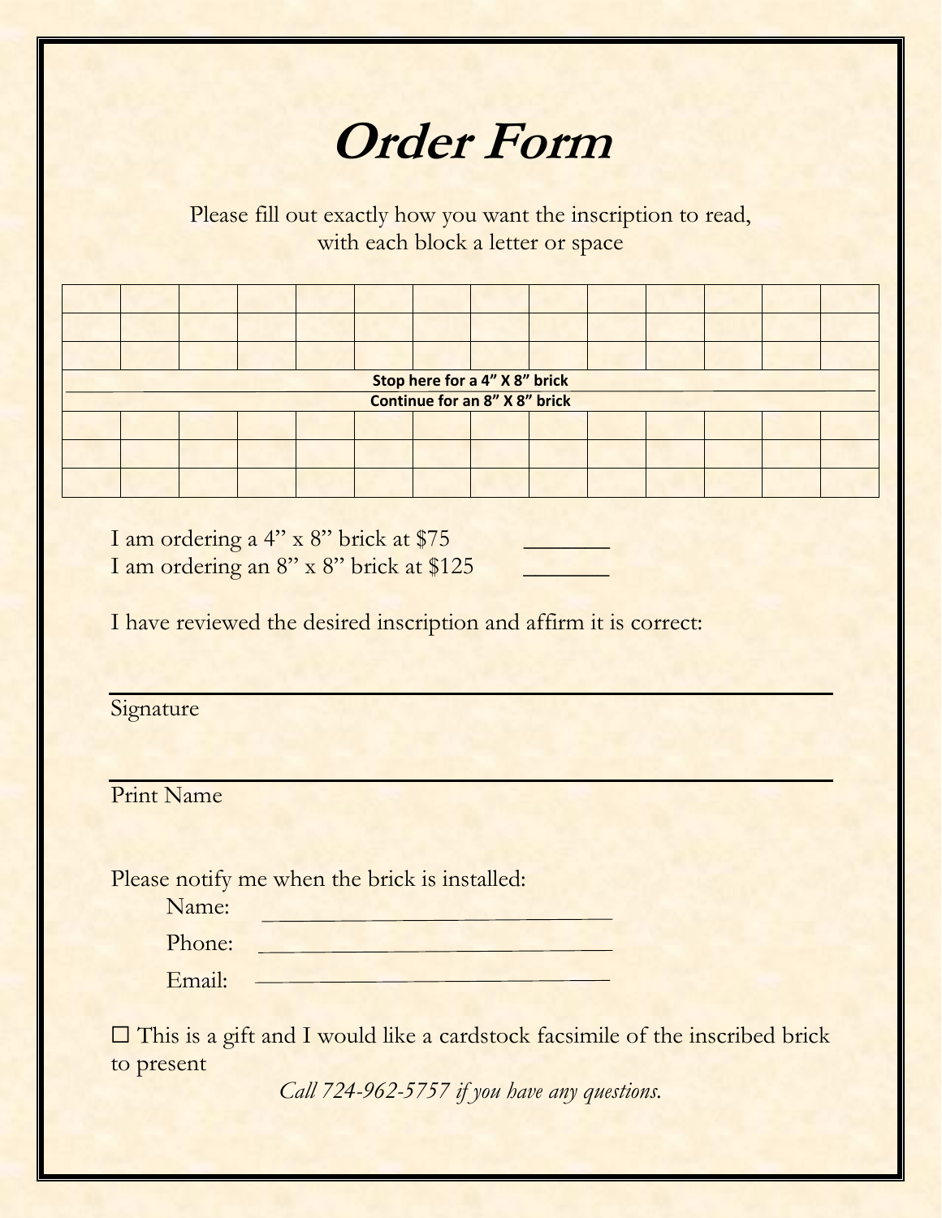# Order Form

Please fill out exactly how you want the inscription to read, with each block a letter or space

| | | | | | | | | | | | | | |
|---|---|---|---|---|---|---|---|---|---|---|---|---|---|
| | | | | | | | | | | | | | |
| | | | | | | | | | | | | | |
| | | | | | | | | | | | | | |
| **Stop here for a 4" X 8" brick** | | | | | | | | | | | | | |
| **Continue for an 8" X 8" brick** | | | | | | | | | | | | | |
| | | | | | | | | | | | | | |
| | | | | | | | | | | | | | |
| | | | | | | | | | | | | | |

I am ordering a 4" x 8" brick at $75 _______

I am ordering an 8" x 8" brick at $125 _______

I have reviewed the desired inscription and affirm it is correct:

______________________________________________

Signature

______________________________________________

Print Name

Please notify me when the brick is installed:

Name: ______________________________

Phone: ______________________________

Email: ______________________________

☐ This is a gift and I would like a cardstock facsimile of the inscribed brick to present

*Call 724-962-5757 if you have any questions.*